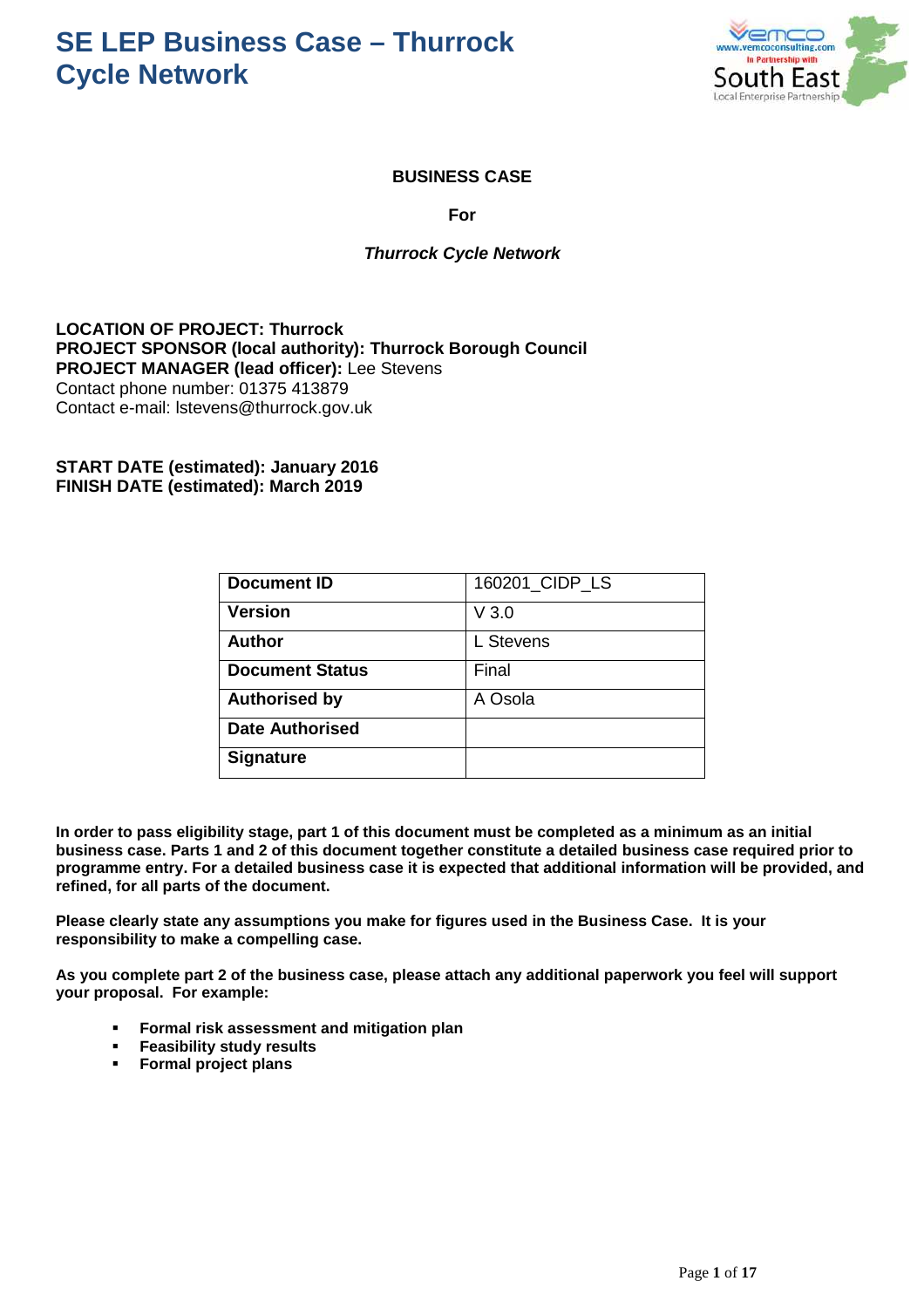# SE LEP Business Case – Thurrock Cycle Network

**BUSINESS CASE**

**For**

***Thurrock Cycle Network***

**LOCATION OF PROJECT: Thurrock**
**PROJECT SPONSOR (local authority): Thurrock Borough Council**
**PROJECT MANAGER (lead officer):** Lee Stevens
Contact phone number: 01375 413879
Contact e-mail: lstevens@thurrock.gov.uk

**START DATE (estimated): January 2016**
**FINISH DATE (estimated): March 2019**

| **Document ID** | 160201_CIDP_LS |
|---|---|
| **Version** | V 3.0 |
| **Author** | L Stevens |
| **Document Status** | Final |
| **Authorised by** | A Osola |
| **Date Authorised** | |
| **Signature** | |

**In order to pass eligibility stage, part 1 of this document must be completed as a minimum as an initial business case. Parts 1 and 2 of this document together constitute a detailed business case required prior to programme entry. For a detailed business case it is expected that additional information will be provided, and refined, for all parts of the document.**

**Please clearly state any assumptions you make for figures used in the Business Case. It is your responsibility to make a compelling case.**

**As you complete part 2 of the business case, please attach any additional paperwork you feel will support your proposal. For example:**

- **Formal risk assessment and mitigation plan**
- **Feasibility study results**
- **Formal project plans**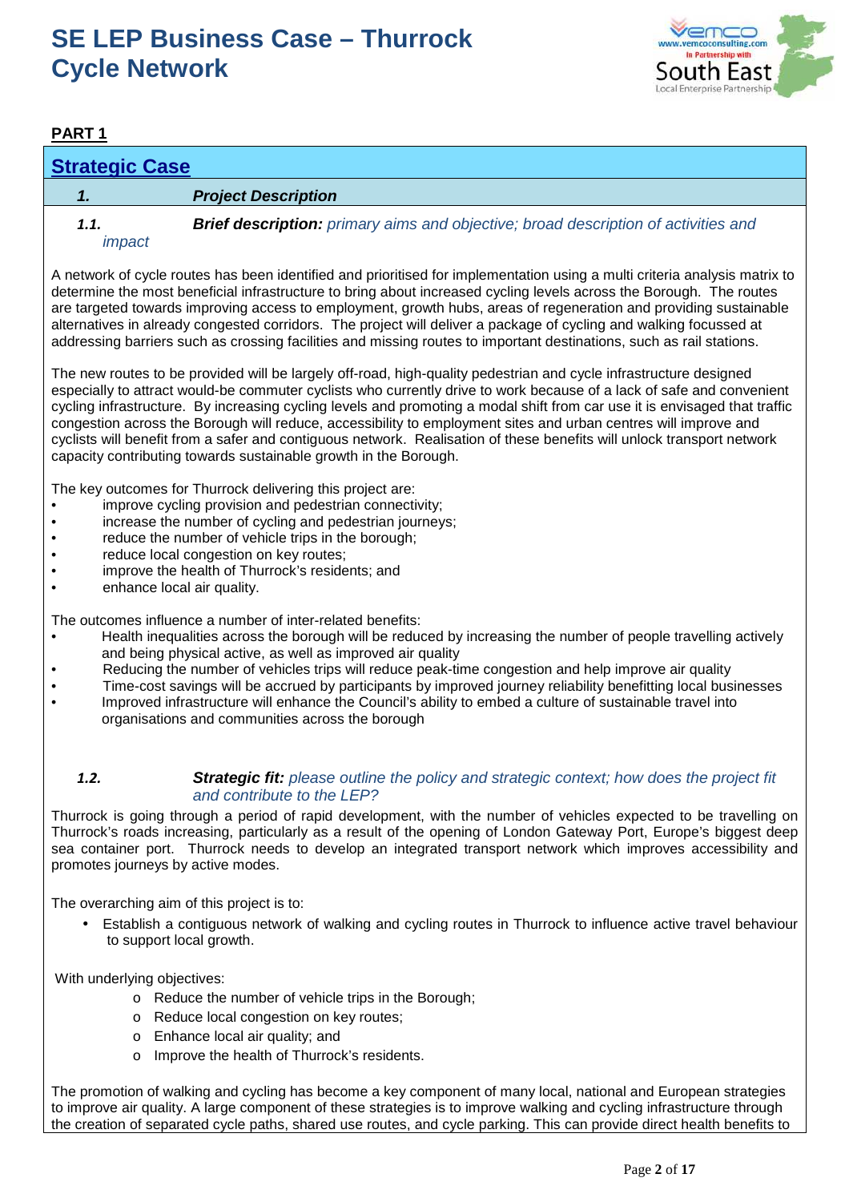# SE LEP Business Case – Thurrock Cycle Network

**PART 1**

## Strategic Case

### 1. Project Description

**1.1. Brief description:** *primary aims and objective; broad description of activities and impact*

A network of cycle routes has been identified and prioritised for implementation using a multi criteria analysis matrix to determine the most beneficial infrastructure to bring about increased cycling levels across the Borough. The routes are targeted towards improving access to employment, growth hubs, areas of regeneration and providing sustainable alternatives in already congested corridors. The project will deliver a package of cycling and walking focussed at addressing barriers such as crossing facilities and missing routes to important destinations, such as rail stations.

The new routes to be provided will be largely off-road, high-quality pedestrian and cycle infrastructure designed especially to attract would-be commuter cyclists who currently drive to work because of a lack of safe and convenient cycling infrastructure. By increasing cycling levels and promoting a modal shift from car use it is envisaged that traffic congestion across the Borough will reduce, accessibility to employment sites and urban centres will improve and cyclists will benefit from a safer and contiguous network. Realisation of these benefits will unlock transport network capacity contributing towards sustainable growth in the Borough.

The key outcomes for Thurrock delivering this project are:

- improve cycling provision and pedestrian connectivity;
- increase the number of cycling and pedestrian journeys;
- reduce the number of vehicle trips in the borough;
- reduce local congestion on key routes;
- improve the health of Thurrock's residents; and
- enhance local air quality.

The outcomes influence a number of inter-related benefits:

- Health inequalities across the borough will be reduced by increasing the number of people travelling actively and being physical active, as well as improved air quality
- Reducing the number of vehicles trips will reduce peak-time congestion and help improve air quality
- Time-cost savings will be accrued by participants by improved journey reliability benefitting local businesses
- Improved infrastructure will enhance the Council's ability to embed a culture of sustainable travel into organisations and communities across the borough

**1.2. Strategic fit:** *please outline the policy and strategic context; how does the project fit and contribute to the LEP?*

Thurrock is going through a period of rapid development, with the number of vehicles expected to be travelling on Thurrock's roads increasing, particularly as a result of the opening of London Gateway Port, Europe's biggest deep sea container port. Thurrock needs to develop an integrated transport network which improves accessibility and promotes journeys by active modes.

The overarching aim of this project is to:

- Establish a contiguous network of walking and cycling routes in Thurrock to influence active travel behaviour to support local growth.

With underlying objectives:

- o Reduce the number of vehicle trips in the Borough;
- o Reduce local congestion on key routes;
- o Enhance local air quality; and
- o Improve the health of Thurrock's residents.

The promotion of walking and cycling has become a key component of many local, national and European strategies to improve air quality. A large component of these strategies is to improve walking and cycling infrastructure through the creation of separated cycle paths, shared use routes, and cycle parking. This can provide direct health benefits to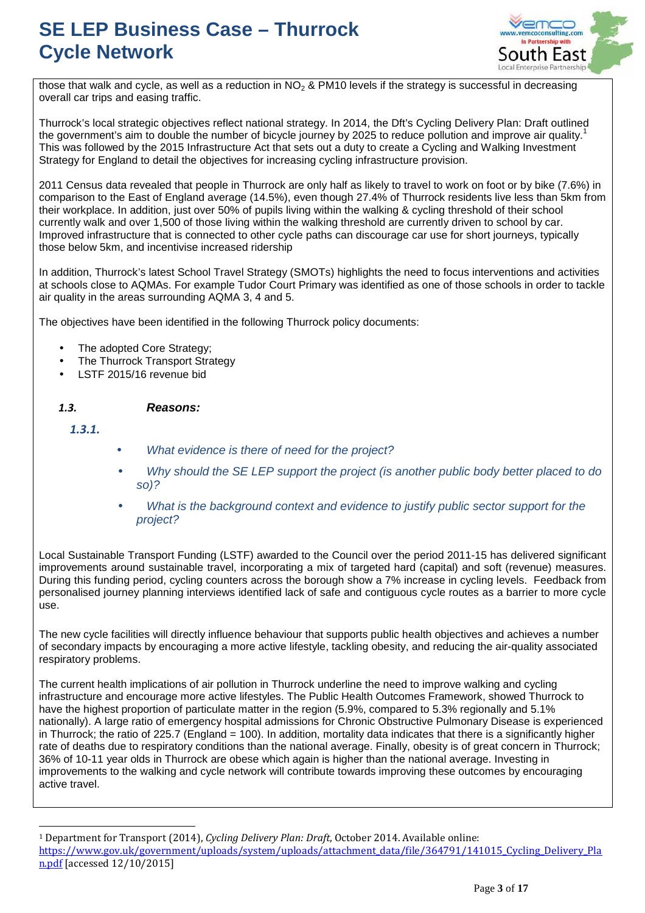those that walk and cycle, as well as a reduction in $NO_2$ & PM10 levels if the strategy is successful in decreasing overall car trips and easing traffic.

Thurrock's local strategic objectives reflect national strategy. In 2014, the Dft's Cycling Delivery Plan: Draft outlined the government's aim to double the number of bicycle journey by 2025 to reduce pollution and improve air quality.[1] This was followed by the 2015 Infrastructure Act that sets out a duty to create a Cycling and Walking Investment Strategy for England to detail the objectives for increasing cycling infrastructure provision.

2011 Census data revealed that people in Thurrock are only half as likely to travel to work on foot or by bike (7.6%) in comparison to the East of England average (14.5%), even though 27.4% of Thurrock residents live less than 5km from their workplace. In addition, just over 50% of pupils living within the walking & cycling threshold of their school currently walk and over 1,500 of those living within the walking threshold are currently driven to school by car. Improved infrastructure that is connected to other cycle paths can discourage car use for short journeys, typically those below 5km, and incentivise increased ridership

In addition, Thurrock's latest School Travel Strategy (SMOTs) highlights the need to focus interventions and activities at schools close to AQMAs. For example Tudor Court Primary was identified as one of those schools in order to tackle air quality in the areas surrounding AQMA 3, 4 and 5.

The objectives have been identified in the following Thurrock policy documents:

- The adopted Core Strategy;
- The Thurrock Transport Strategy
- LSTF 2015/16 revenue bid

### *1.3. Reasons:*

***1.3.1.***

- *What evidence is there of need for the project?*
- *Why should the SE LEP support the project (is another public body better placed to do so)?*
- *What is the background context and evidence to justify public sector support for the project?*

Local Sustainable Transport Funding (LSTF) awarded to the Council over the period 2011-15 has delivered significant improvements around sustainable travel, incorporating a mix of targeted hard (capital) and soft (revenue) measures. During this funding period, cycling counters across the borough show a 7% increase in cycling levels. Feedback from personalised journey planning interviews identified lack of safe and contiguous cycle routes as a barrier to more cycle use.

The new cycle facilities will directly influence behaviour that supports public health objectives and achieves a number of secondary impacts by encouraging a more active lifestyle, tackling obesity, and reducing the air-quality associated respiratory problems.

The current health implications of air pollution in Thurrock underline the need to improve walking and cycling infrastructure and encourage more active lifestyles. The Public Health Outcomes Framework, showed Thurrock to have the highest proportion of particulate matter in the region (5.9%, compared to 5.3% regionally and 5.1% nationally). A large ratio of emergency hospital admissions for Chronic Obstructive Pulmonary Disease is experienced in Thurrock; the ratio of 225.7 (England = 100). In addition, mortality data indicates that there is a significantly higher rate of deaths due to respiratory conditions than the national average. Finally, obesity is of great concern in Thurrock; 36% of 10-11 year olds in Thurrock are obese which again is higher than the national average. Investing in improvements to the walking and cycle network will contribute towards improving these outcomes by encouraging active travel.

---

[1] Department for Transport (2014), *Cycling Delivery Plan: Draft,* October 2014. Available online: https://www.gov.uk/government/uploads/system/uploads/attachment_data/file/364791/141015_Cycling_Delivery_Plan.pdf [accessed 12/10/2015]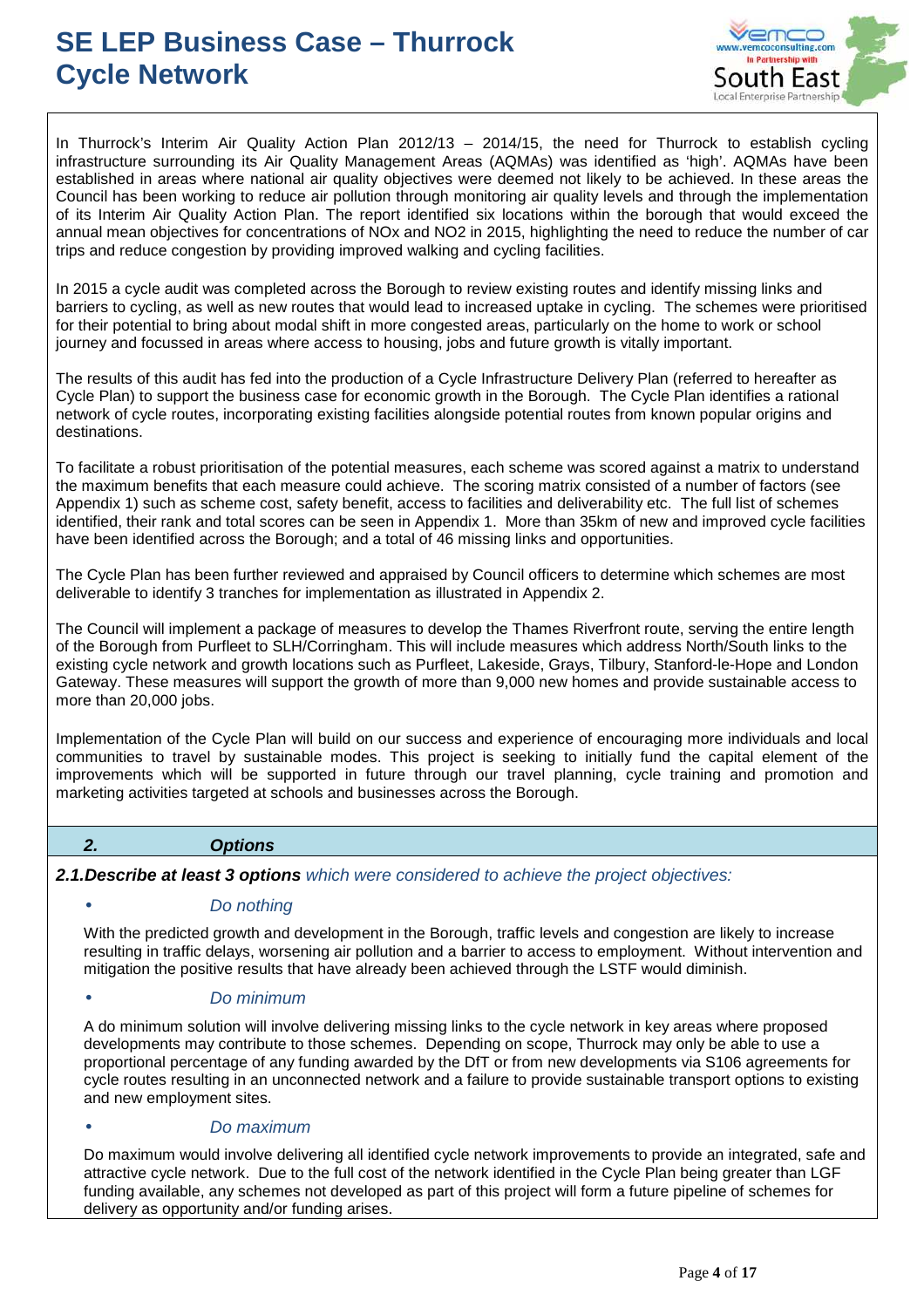In Thurrock's Interim Air Quality Action Plan 2012/13 – 2014/15, the need for Thurrock to establish cycling infrastructure surrounding its Air Quality Management Areas (AQMAs) was identified as 'high'. AQMAs have been established in areas where national air quality objectives were deemed not likely to be achieved. In these areas the Council has been working to reduce air pollution through monitoring air quality levels and through the implementation of its Interim Air Quality Action Plan. The report identified six locations within the borough that would exceed the annual mean objectives for concentrations of NOx and NO2 in 2015, highlighting the need to reduce the number of car trips and reduce congestion by providing improved walking and cycling facilities.

In 2015 a cycle audit was completed across the Borough to review existing routes and identify missing links and barriers to cycling, as well as new routes that would lead to increased uptake in cycling. The schemes were prioritised for their potential to bring about modal shift in more congested areas, particularly on the home to work or school journey and focussed in areas where access to housing, jobs and future growth is vitally important.

The results of this audit has fed into the production of a Cycle Infrastructure Delivery Plan (referred to hereafter as Cycle Plan) to support the business case for economic growth in the Borough. The Cycle Plan identifies a rational network of cycle routes, incorporating existing facilities alongside potential routes from known popular origins and destinations.

To facilitate a robust prioritisation of the potential measures, each scheme was scored against a matrix to understand the maximum benefits that each measure could achieve. The scoring matrix consisted of a number of factors (see Appendix 1) such as scheme cost, safety benefit, access to facilities and deliverability etc. The full list of schemes identified, their rank and total scores can be seen in Appendix 1. More than 35km of new and improved cycle facilities have been identified across the Borough; and a total of 46 missing links and opportunities.

The Cycle Plan has been further reviewed and appraised by Council officers to determine which schemes are most deliverable to identify 3 tranches for implementation as illustrated in Appendix 2.

The Council will implement a package of measures to develop the Thames Riverfront route, serving the entire length of the Borough from Purfleet to SLH/Corringham. This will include measures which address North/South links to the existing cycle network and growth locations such as Purfleet, Lakeside, Grays, Tilbury, Stanford-le-Hope and London Gateway. These measures will support the growth of more than 9,000 new homes and provide sustainable access to more than 20,000 jobs.

Implementation of the Cycle Plan will build on our success and experience of encouraging more individuals and local communities to travel by sustainable modes. This project is seeking to initially fund the capital element of the improvements which will be supported in future through our travel planning, cycle training and promotion and marketing activities targeted at schools and businesses across the Borough.

## 2. *Options*

***2.1. Describe at least 3 options*** *which were considered to achieve the project objectives:*

- *Do nothing*

With the predicted growth and development in the Borough, traffic levels and congestion are likely to increase resulting in traffic delays, worsening air pollution and a barrier to access to employment. Without intervention and mitigation the positive results that have already been achieved through the LSTF would diminish.

- *Do minimum*

A do minimum solution will involve delivering missing links to the cycle network in key areas where proposed developments may contribute to those schemes. Depending on scope, Thurrock may only be able to use a proportional percentage of any funding awarded by the DfT or from new developments via S106 agreements for cycle routes resulting in an unconnected network and a failure to provide sustainable transport options to existing and new employment sites.

- *Do maximum*

Do maximum would involve delivering all identified cycle network improvements to provide an integrated, safe and attractive cycle network. Due to the full cost of the network identified in the Cycle Plan being greater than LGF funding available, any schemes not developed as part of this project will form a future pipeline of schemes for delivery as opportunity and/or funding arises.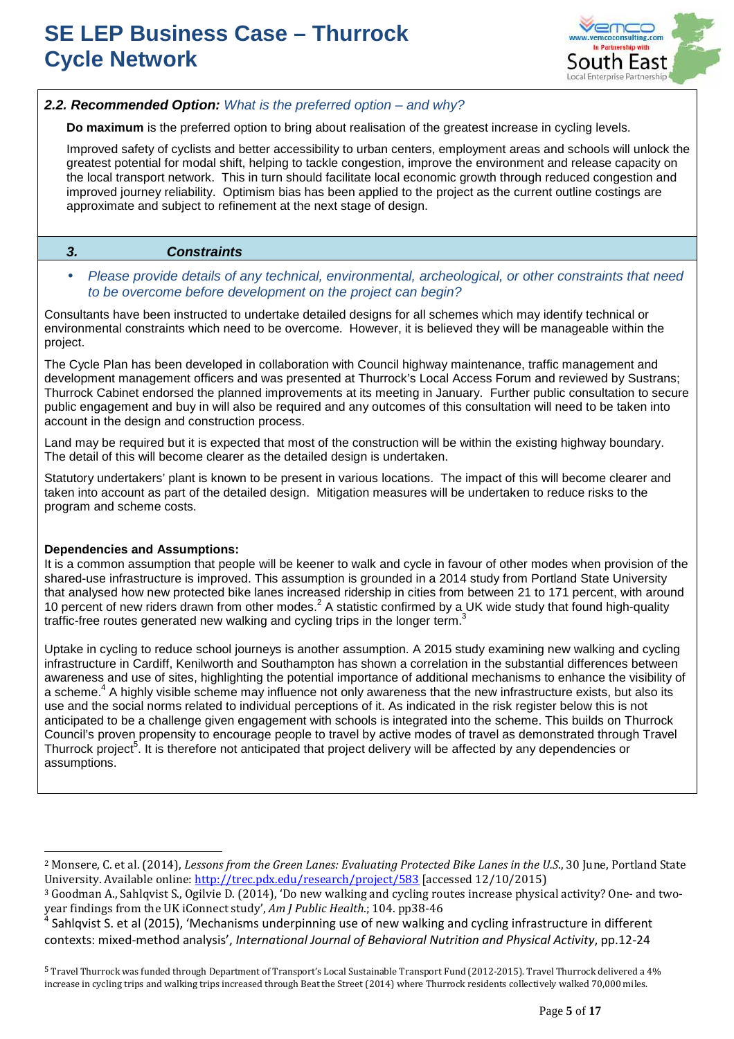### *2.2. Recommended Option: What is the preferred option – and why?*

**Do maximum** is the preferred option to bring about realisation of the greatest increase in cycling levels.

Improved safety of cyclists and better accessibility to urban centers, employment areas and schools will unlock the greatest potential for modal shift, helping to tackle congestion, improve the environment and release capacity on the local transport network. This in turn should facilitate local economic growth through reduced congestion and improved journey reliability. Optimism bias has been applied to the project as the current outline costings are approximate and subject to refinement at the next stage of design.

## *3. Constraints*

- *Please provide details of any technical, environmental, archeological, or other constraints that need to be overcome before development on the project can begin?*

Consultants have been instructed to undertake detailed designs for all schemes which may identify technical or environmental constraints which need to be overcome. However, it is believed they will be manageable within the project.

The Cycle Plan has been developed in collaboration with Council highway maintenance, traffic management and development management officers and was presented at Thurrock's Local Access Forum and reviewed by Sustrans; Thurrock Cabinet endorsed the planned improvements at its meeting in January. Further public consultation to secure public engagement and buy in will also be required and any outcomes of this consultation will need to be taken into account in the design and construction process.

Land may be required but it is expected that most of the construction will be within the existing highway boundary. The detail of this will become clearer as the detailed design is undertaken.

Statutory undertakers' plant is known to be present in various locations. The impact of this will become clearer and taken into account as part of the detailed design. Mitigation measures will be undertaken to reduce risks to the program and scheme costs.

**Dependencies and Assumptions:**

It is a common assumption that people will be keener to walk and cycle in favour of other modes when provision of the shared-use infrastructure is improved. This assumption is grounded in a 2014 study from Portland State University that analysed how new protected bike lanes increased ridership in cities from between 21 to 171 percent, with around 10 percent of new riders drawn from other modes.[2] A statistic confirmed by a UK wide study that found high-quality traffic-free routes generated new walking and cycling trips in the longer term.[3]

Uptake in cycling to reduce school journeys is another assumption. A 2015 study examining new walking and cycling infrastructure in Cardiff, Kenilworth and Southampton has shown a correlation in the substantial differences between awareness and use of sites, highlighting the potential importance of additional mechanisms to enhance the visibility of a scheme.[4] A highly visible scheme may influence not only awareness that the new infrastructure exists, but also its use and the social norms related to individual perceptions of it. As indicated in the risk register below this is not anticipated to be a challenge given engagement with schools is integrated into the scheme. This builds on Thurrock Council's proven propensity to encourage people to travel by active modes of travel as demonstrated through Travel Thurrock project[5]. It is therefore not anticipated that project delivery will be affected by any dependencies or assumptions.

---

[2] Monsere, C. et al. (2014), *Lessons from the Green Lanes: Evaluating Protected Bike Lanes in the U.S.*, 30 June, Portland State University. Available online: http://trec.pdx.edu/research/project/583 [accessed 12/10/2015)

[3] Goodman A., Sahlqvist S., Ogilvie D. (2014), 'Do new walking and cycling routes increase physical activity? One- and two-year findings from the UK iConnect study', *Am J Public Health*.; 104. pp38-46

[4] Sahlqvist S. et al (2015), 'Mechanisms underpinning use of new walking and cycling infrastructure in different contexts: mixed-method analysis', *International Journal of Behavioral Nutrition and Physical Activity*, pp.12-24

[5] Travel Thurrock was funded through Department of Transport's Local Sustainable Transport Fund (2012-2015). Travel Thurrock delivered a 4% increase in cycling trips and walking trips increased through Beat the Street (2014) where Thurrock residents collectively walked 70,000 miles.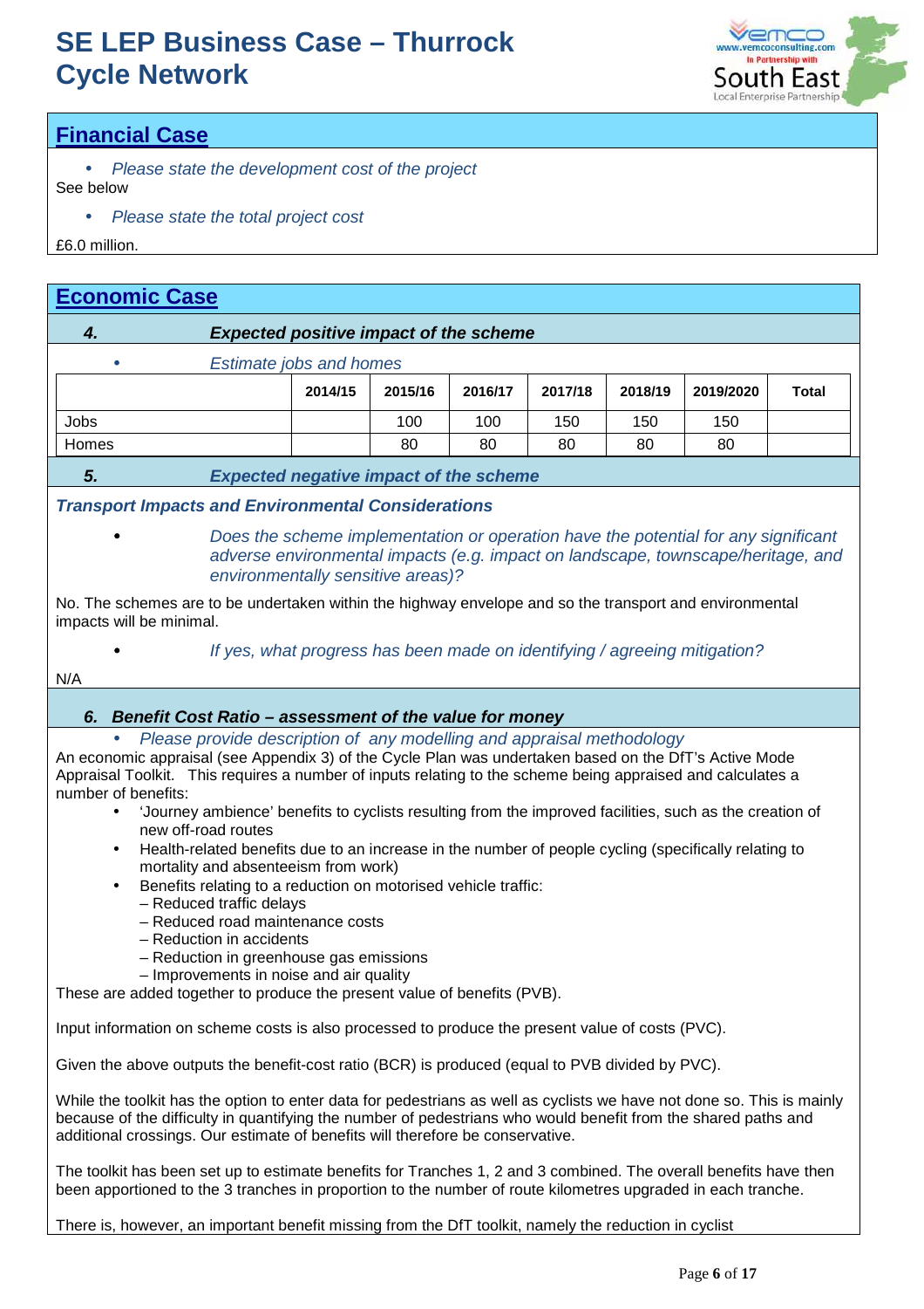# SE LEP Business Case – Thurrock Cycle Network

## Financial Case

- *Please state the development cost of the project*

See below

- *Please state the total project cost*

£6.0 million.

## Economic Case

### *4. Expected positive impact of the scheme*

- *Estimate jobs and homes*

| | 2014/15 | 2015/16 | 2016/17 | 2017/18 | 2018/19 | 2019/2020 | Total |
|---|---|---|---|---|---|---|---|
| Jobs | | 100 | 100 | 150 | 150 | 150 | |
| Homes | | 80 | 80 | 80 | 80 | 80 | |

### *5. Expected negative impact of the scheme*

***Transport Impacts and Environmental Considerations***

- *Does the scheme implementation or operation have the potential for any significant adverse environmental impacts (e.g. impact on landscape, townscape/heritage, and environmentally sensitive areas)?*

No. The schemes are to be undertaken within the highway envelope and so the transport and environmental impacts will be minimal.

- *If yes, what progress has been made on identifying / agreeing mitigation?*

N/A

### *6. Benefit Cost Ratio – assessment of the value for money*

- *Please provide description of any modelling and appraisal methodology*

An economic appraisal (see Appendix 3) of the Cycle Plan was undertaken based on the DfT's Active Mode Appraisal Toolkit. This requires a number of inputs relating to the scheme being appraised and calculates a number of benefits:

- 'Journey ambience' benefits to cyclists resulting from the improved facilities, such as the creation of new off-road routes
- Health-related benefits due to an increase in the number of people cycling (specifically relating to mortality and absenteeism from work)
- Benefits relating to a reduction on motorised vehicle traffic:
  - – Reduced traffic delays
  - – Reduced road maintenance costs
  - – Reduction in accidents
  - – Reduction in greenhouse gas emissions
  - – Improvements in noise and air quality

These are added together to produce the present value of benefits (PVB).

Input information on scheme costs is also processed to produce the present value of costs (PVC).

Given the above outputs the benefit-cost ratio (BCR) is produced (equal to PVB divided by PVC).

While the toolkit has the option to enter data for pedestrians as well as cyclists we have not done so. This is mainly because of the difficulty in quantifying the number of pedestrians who would benefit from the shared paths and additional crossings. Our estimate of benefits will therefore be conservative.

The toolkit has been set up to estimate benefits for Tranches 1, 2 and 3 combined. The overall benefits have then been apportioned to the 3 tranches in proportion to the number of route kilometres upgraded in each tranche.

There is, however, an important benefit missing from the DfT toolkit, namely the reduction in cyclist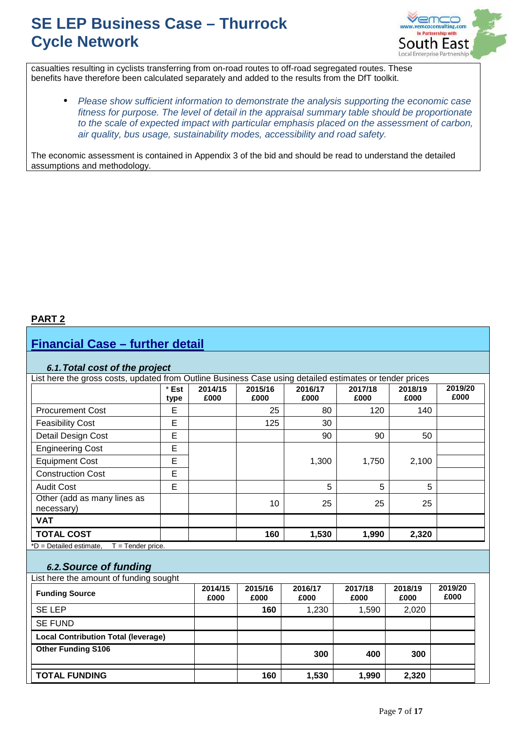casualties resulting in cyclists transferring from on-road routes to off-road segregated routes. These benefits have therefore been calculated separately and added to the results from the DfT toolkit.

- *Please show sufficient information to demonstrate the analysis supporting the economic case fitness for purpose. The level of detail in the appraisal summary table should be proportionate to the scale of expected impact with particular emphasis placed on the assessment of carbon, air quality, bus usage, sustainability modes, accessibility and road safety.*

The economic assessment is contained in Appendix 3 of the bid and should be read to understand the detailed assumptions and methodology.

**PART 2**

## Financial Case – further detail

### *6.1. Total cost of the project*

List here the gross costs, updated from Outline Business Case using detailed estimates or tender prices

| | * Est type | 2014/15 £000 | 2015/16 £000 | 2016/17 £000 | 2017/18 £000 | 2018/19 £000 | 2019/20 £000 |
|---|---|---|---|---|---|---|---|
| Procurement Cost | E | | 25 | 80 | 120 | 140 | |
| Feasibility Cost | E | | 125 | 30 | | | |
| Detail Design Cost | E | | | 90 | 90 | 50 | |
| Engineering Cost | E | | | | | | |
| Equipment Cost | E | | | 1,300 | 1,750 | 2,100 | |
| Construction Cost | E | | | | | | |
| Audit Cost | E | | | 5 | 5 | 5 | |
| Other (add as many lines as necessary) | | | 10 | 25 | 25 | 25 | |
| **VAT** | | | | | | | |
| **TOTAL COST** | | | **160** | **1,530** | **1,990** | **2,320** | |

*D = Detailed estimate, T = Tender price.

### *6.2. Source of funding*

List here the amount of funding sought

| Funding Source | 2014/15 £000 | 2015/16 £000 | 2016/17 £000 | 2017/18 £000 | 2018/19 £000 | 2019/20 £000 |
|---|---|---|---|---|---|---|
| SE LEP | | **160** | 1,230 | 1,590 | 2,020 | |
| SE FUND | | | | | | |
| **Local Contribution Total (leverage)** | | | | | | |
| **Other Funding S106** | | | **300** | **400** | **300** | |
| **TOTAL FUNDING** | | **160** | **1,530** | **1,990** | **2,320** | |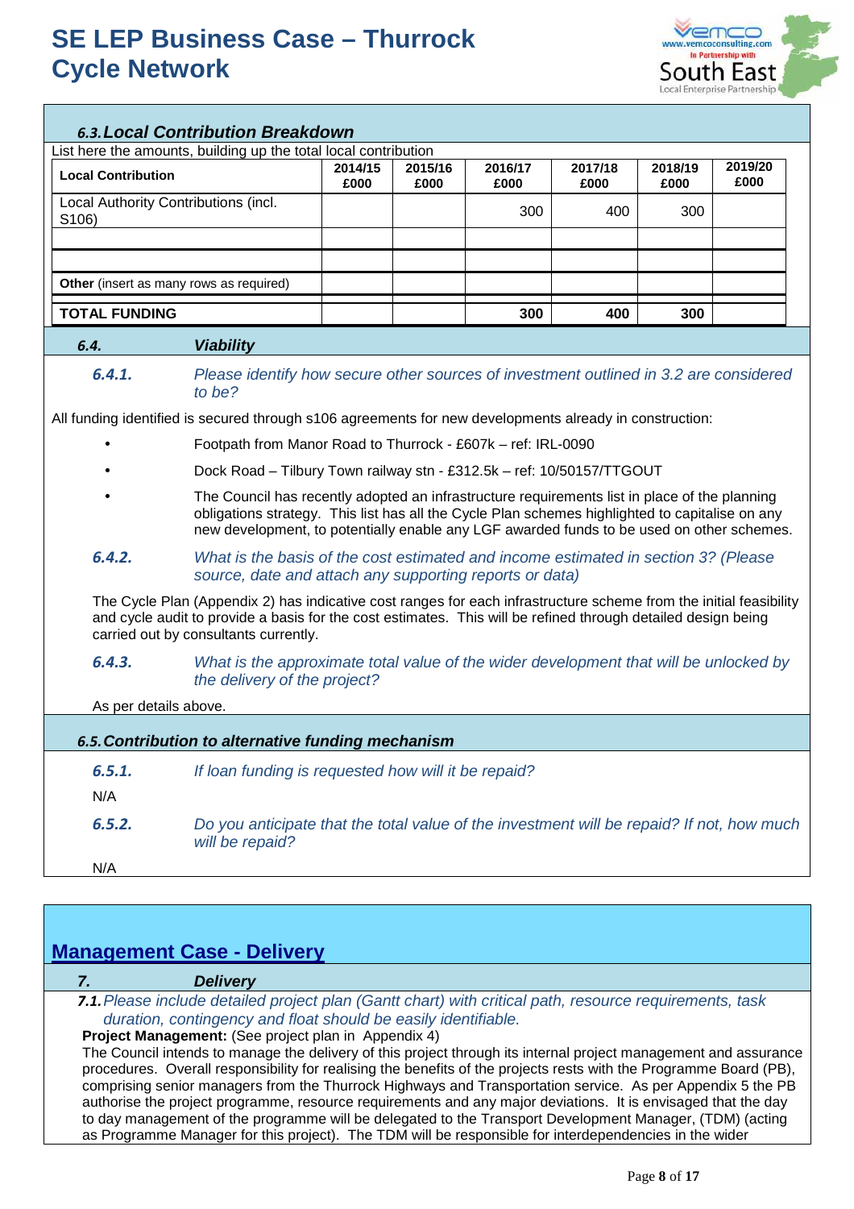### 6.3. Local Contribution Breakdown

List here the amounts, building up the total local contribution

| Local Contribution | 2014/15 £000 | 2015/16 £000 | 2016/17 £000 | 2017/18 £000 | 2018/19 £000 | 2019/20 £000 |
|---|---|---|---|---|---|---|
| Local Authority Contributions (incl. S106) | | | 300 | 400 | 300 | |
| | | | | | | |
| | | | | | | |
| **Other** (insert as many rows as required) | | | | | | |
| **TOTAL FUNDING** | | | **300** | **400** | **300** | |

### 6.4. Viability

***6.4.1.*** *Please identify how secure other sources of investment outlined in 3.2 are considered to be?*

All funding identified is secured through s106 agreements for new developments already in construction:

- Footpath from Manor Road to Thurrock - £607k – ref: IRL-0090
- Dock Road – Tilbury Town railway stn - £312.5k – ref: 10/50157/TTGOUT
- The Council has recently adopted an infrastructure requirements list in place of the planning obligations strategy. This list has all the Cycle Plan schemes highlighted to capitalise on any new development, to potentially enable any LGF awarded funds to be used on other schemes.

***6.4.2.*** *What is the basis of the cost estimated and income estimated in section 3? (Please source, date and attach any supporting reports or data)*

The Cycle Plan (Appendix 2) has indicative cost ranges for each infrastructure scheme from the initial feasibility and cycle audit to provide a basis for the cost estimates. This will be refined through detailed design being carried out by consultants currently.

***6.4.3.*** *What is the approximate total value of the wider development that will be unlocked by the delivery of the project?*

As per details above.

### 6.5. Contribution to alternative funding mechanism

***6.5.1.*** *If loan funding is requested how will it be repaid?*

N/A

***6.5.2.*** *Do you anticipate that the total value of the investment will be repaid? If not, how much will be repaid?*

N/A

## Management Case - Delivery

### 7. Delivery

***7.1.*** *Please include detailed project plan (Gantt chart) with critical path, resource requirements, task duration, contingency and float should be easily identifiable.*

**Project Management:** (See project plan in Appendix 4)

The Council intends to manage the delivery of this project through its internal project management and assurance procedures. Overall responsibility for realising the benefits of the projects rests with the Programme Board (PB), comprising senior managers from the Thurrock Highways and Transportation service. As per Appendix 5 the PB authorise the project programme, resource requirements and any major deviations. It is envisaged that the day to day management of the programme will be delegated to the Transport Development Manager, (TDM) (acting as Programme Manager for this project). The TDM will be responsible for interdependencies in the wider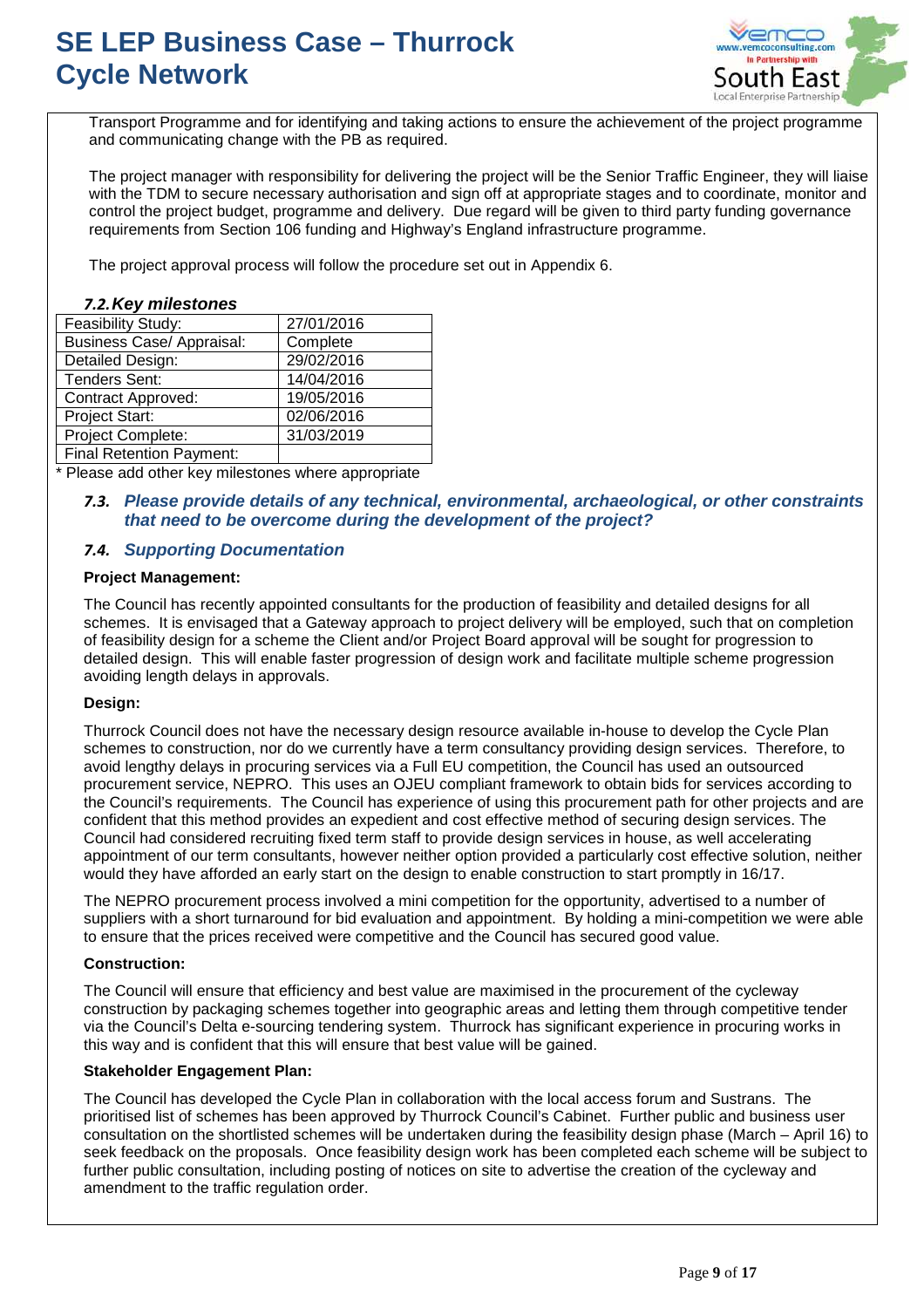Transport Programme and for identifying and taking actions to ensure the achievement of the project programme and communicating change with the PB as required.

The project manager with responsibility for delivering the project will be the Senior Traffic Engineer, they will liaise with the TDM to secure necessary authorisation and sign off at appropriate stages and to coordinate, monitor and control the project budget, programme and delivery. Due regard will be given to third party funding governance requirements from Section 106 funding and Highway's England infrastructure programme.

The project approval process will follow the procedure set out in Appendix 6.

### *7.2. Key milestones*

| Milestone | Date |
|---|---|
| Feasibility Study: | 27/01/2016 |
| Business Case/ Appraisal: | Complete |
| Detailed Design: | 29/02/2016 |
| Tenders Sent: | 14/04/2016 |
| Contract Approved: | 19/05/2016 |
| Project Start: | 02/06/2016 |
| Project Complete: | 31/03/2019 |
| Final Retention Payment: | |

\* Please add other key milestones where appropriate

### *7.3. Please provide details of any technical, environmental, archaeological, or other constraints that need to be overcome during the development of the project?*

### *7.4. Supporting Documentation*

**Project Management:**

The Council has recently appointed consultants for the production of feasibility and detailed designs for all schemes. It is envisaged that a Gateway approach to project delivery will be employed, such that on completion of feasibility design for a scheme the Client and/or Project Board approval will be sought for progression to detailed design. This will enable faster progression of design work and facilitate multiple scheme progression avoiding length delays in approvals.

**Design:**

Thurrock Council does not have the necessary design resource available in-house to develop the Cycle Plan schemes to construction, nor do we currently have a term consultancy providing design services. Therefore, to avoid lengthy delays in procuring services via a Full EU competition, the Council has used an outsourced procurement service, NEPRO. This uses an OJEU compliant framework to obtain bids for services according to the Council's requirements. The Council has experience of using this procurement path for other projects and are confident that this method provides an expedient and cost effective method of securing design services. The Council had considered recruiting fixed term staff to provide design services in house, as well accelerating appointment of our term consultants, however neither option provided a particularly cost effective solution, neither would they have afforded an early start on the design to enable construction to start promptly in 16/17.

The NEPRO procurement process involved a mini competition for the opportunity, advertised to a number of suppliers with a short turnaround for bid evaluation and appointment. By holding a mini-competition we were able to ensure that the prices received were competitive and the Council has secured good value.

**Construction:**

The Council will ensure that efficiency and best value are maximised in the procurement of the cycleway construction by packaging schemes together into geographic areas and letting them through competitive tender via the Council's Delta e-sourcing tendering system. Thurrock has significant experience in procuring works in this way and is confident that this will ensure that best value will be gained.

**Stakeholder Engagement Plan:**

The Council has developed the Cycle Plan in collaboration with the local access forum and Sustrans. The prioritised list of schemes has been approved by Thurrock Council's Cabinet. Further public and business user consultation on the shortlisted schemes will be undertaken during the feasibility design phase (March – April 16) to seek feedback on the proposals. Once feasibility design work has been completed each scheme will be subject to further public consultation, including posting of notices on site to advertise the creation of the cycleway and amendment to the traffic regulation order.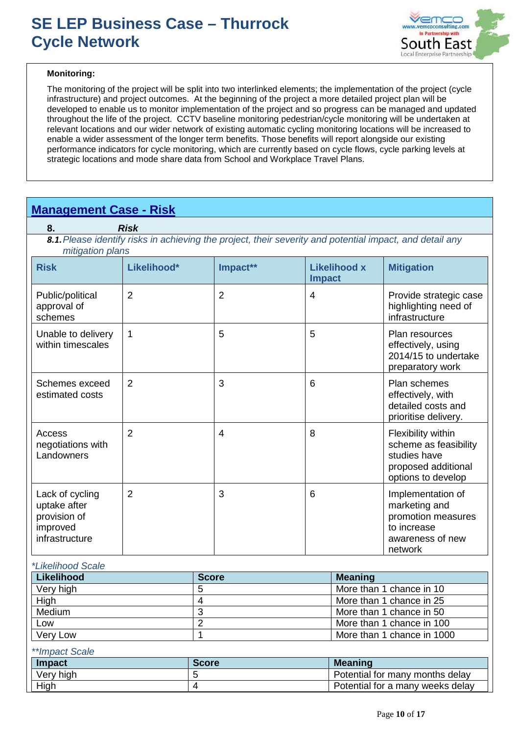**Monitoring:**

The monitoring of the project will be split into two interlinked elements; the implementation of the project (cycle infrastructure) and project outcomes. At the beginning of the project a more detailed project plan will be developed to enable us to monitor implementation of the project and so progress can be managed and updated throughout the life of the project. CCTV baseline monitoring pedestrian/cycle monitoring will be undertaken at relevant locations and our wider network of existing automatic cycling monitoring locations will be increased to enable a wider assessment of the longer term benefits. Those benefits will report alongside our existing performance indicators for cycle monitoring, which are currently based on cycle flows, cycle parking levels at strategic locations and mode share data from School and Workplace Travel Plans.

## Management Case - Risk

**8.** ***Risk***

***8.1.*** *Please identify risks in achieving the project, their severity and potential impact, and detail any mitigation plans*

| Risk | Likelihood* | Impact** | Likelihood x Impact | Mitigation |
|---|---|---|---|---|
| Public/political approval of schemes | 2 | 2 | 4 | Provide strategic case highlighting need of infrastructure |
| Unable to delivery within timescales | 1 | 5 | 5 | Plan resources effectively, using 2014/15 to undertake preparatory work |
| Schemes exceed estimated costs | 2 | 3 | 6 | Plan schemes effectively, with detailed costs and prioritise delivery. |
| Access negotiations with Landowners | 2 | 4 | 8 | Flexibility within scheme as feasibility studies have proposed additional options to develop |
| Lack of cycling uptake after provision of improved infrastructure | 2 | 3 | 6 | Implementation of marketing and promotion measures to increase awareness of new network |

*\*Likelihood Scale*

| Likelihood | Score | Meaning |
|---|---|---|
| Very high | 5 | More than 1 chance in 10 |
| High | 4 | More than 1 chance in 25 |
| Medium | 3 | More than 1 chance in 50 |
| Low | 2 | More than 1 chance in 100 |
| Very Low | 1 | More than 1 chance in 1000 |

*\*\*Impact Scale*

| Impact | Score | Meaning |
|---|---|---|
| Very high | 5 | Potential for many months delay |
| High | 4 | Potential for a many weeks delay |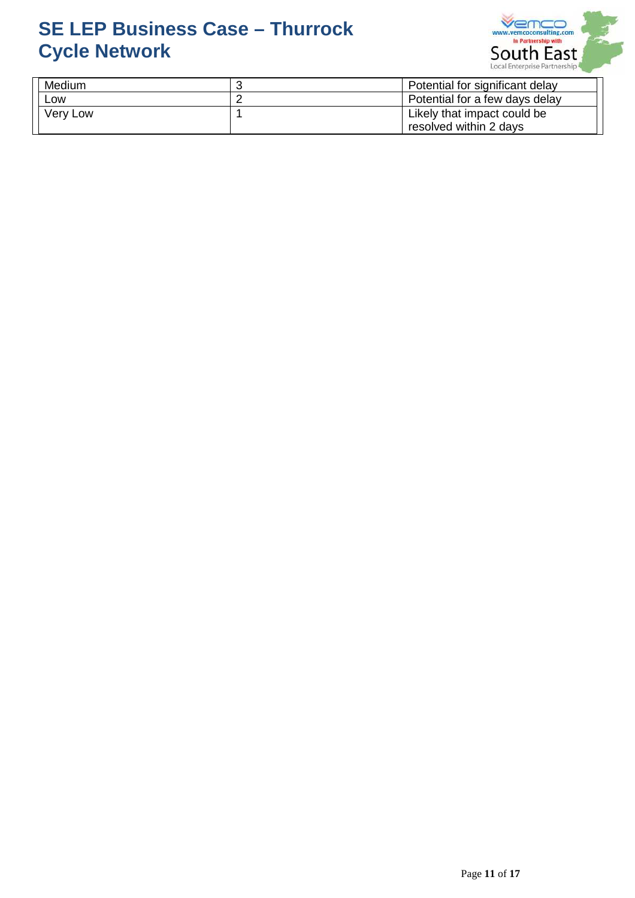| Medium | 3 | Potential for significant delay |
|---|---|---|
| Low | 2 | Potential for a few days delay |
| Very Low | 1 | Likely that impact could be resolved within 2 days |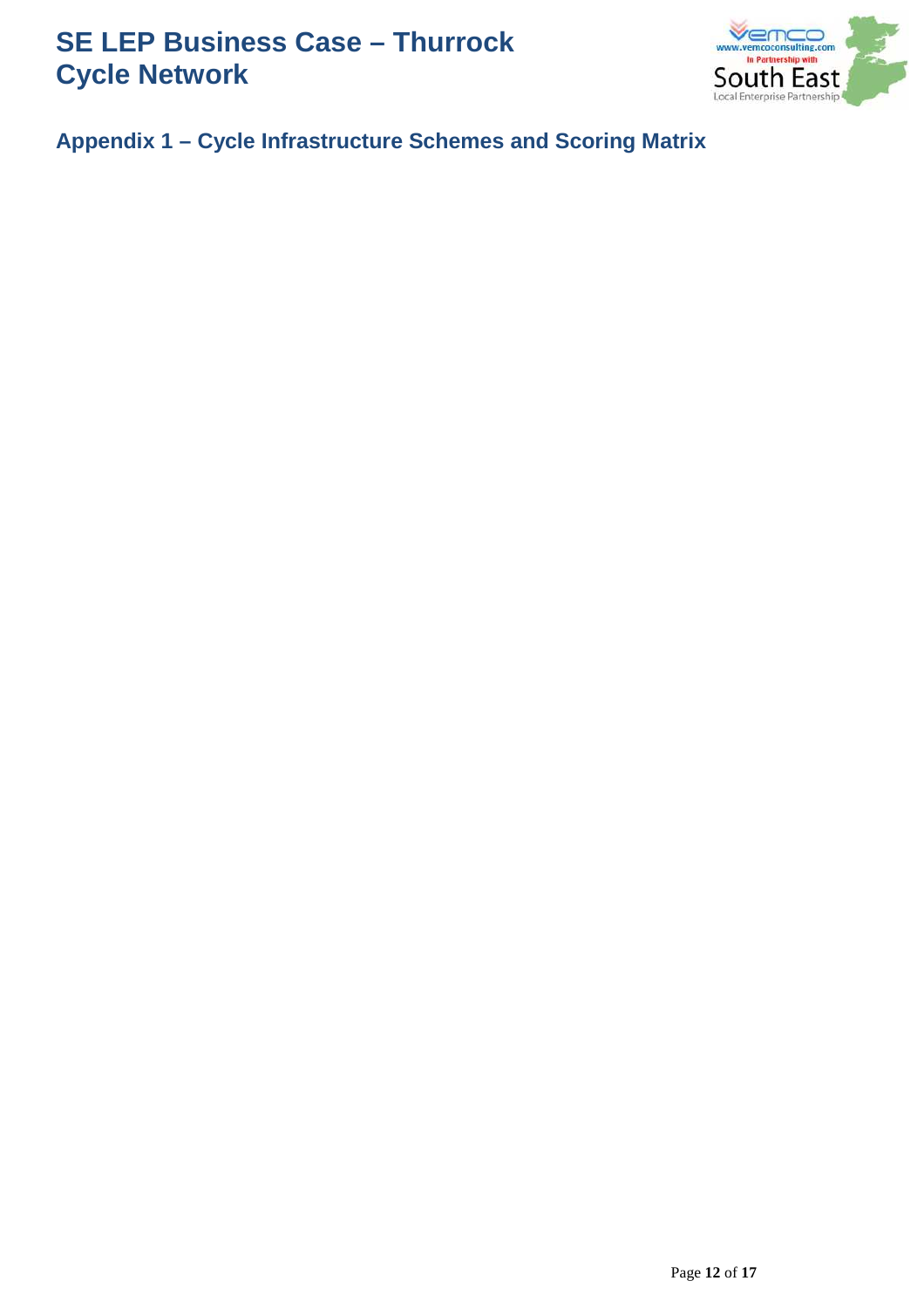## Appendix 1 – Cycle Infrastructure Schemes and Scoring Matrix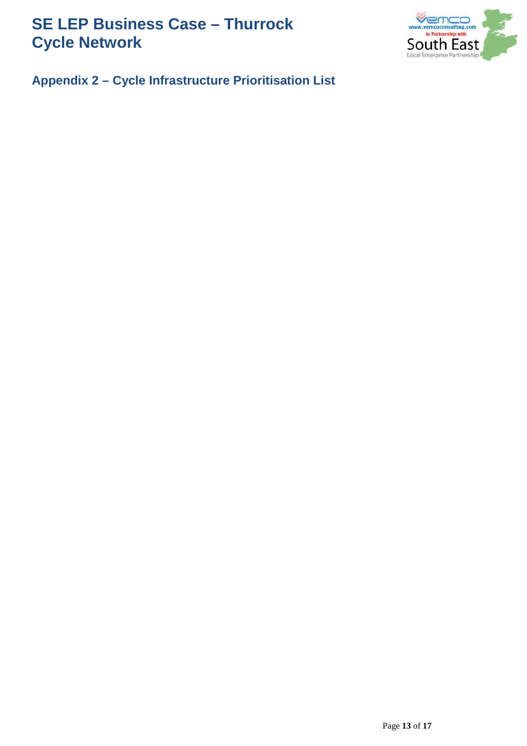## Appendix 2 – Cycle Infrastructure Prioritisation List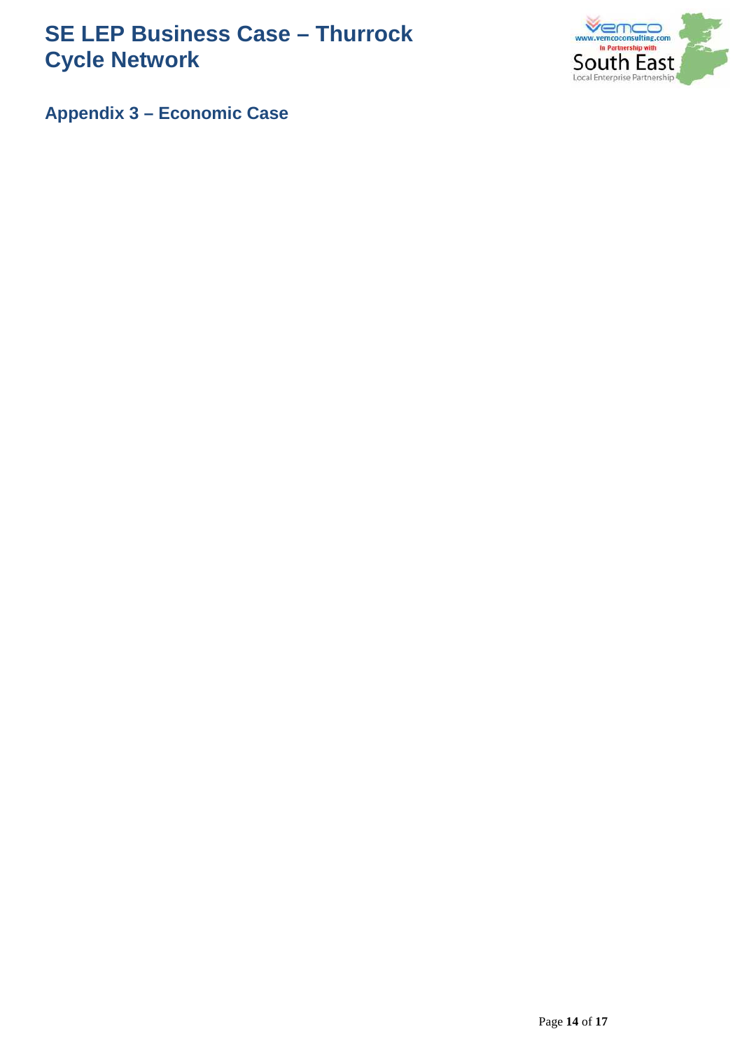## Appendix 3 – Economic Case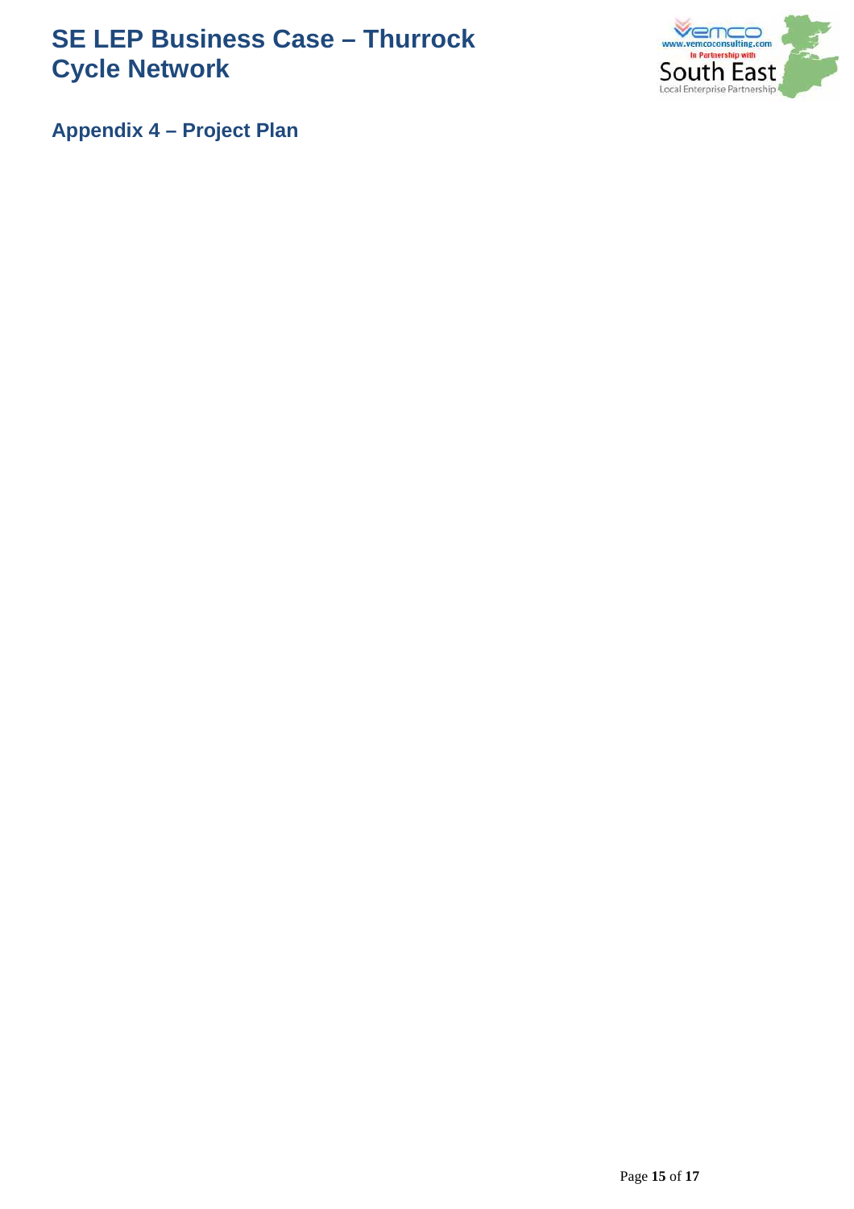## Appendix 4 – Project Plan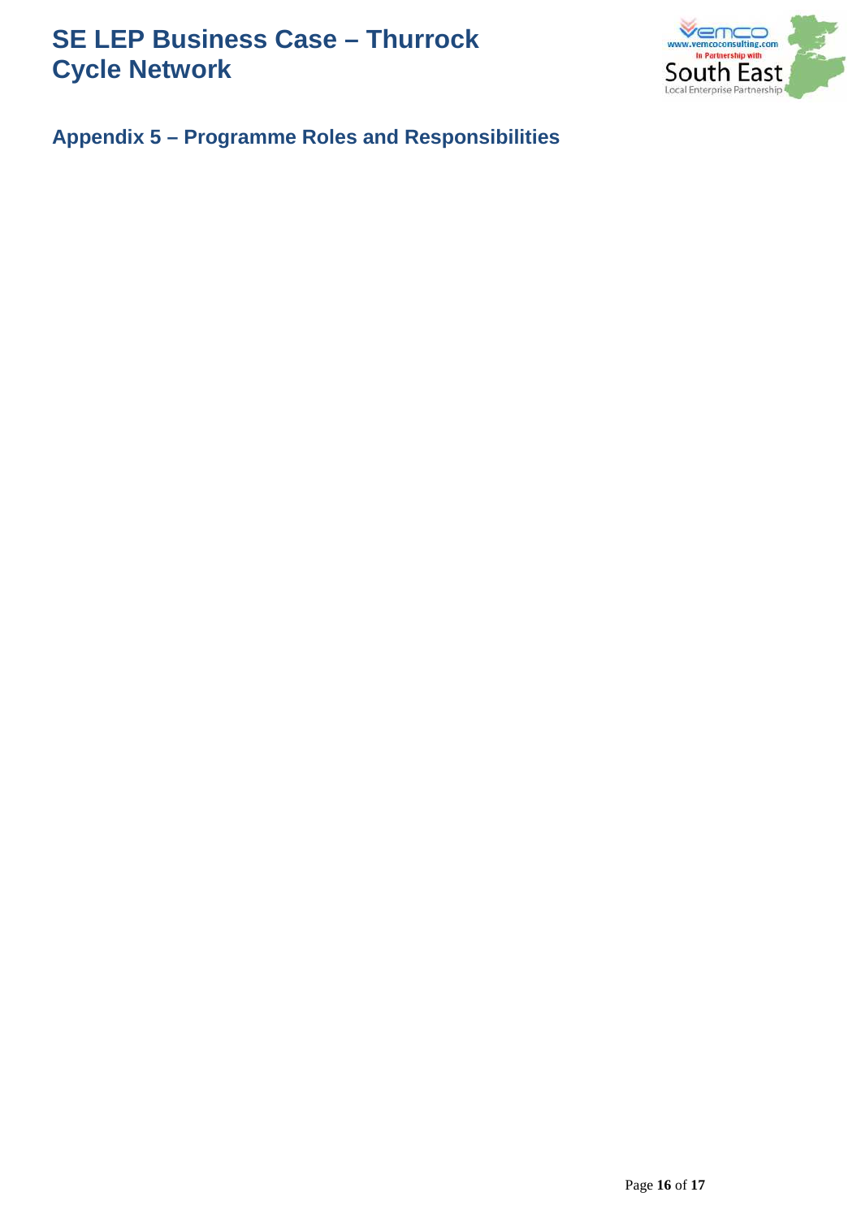## Appendix 5 – Programme Roles and Responsibilities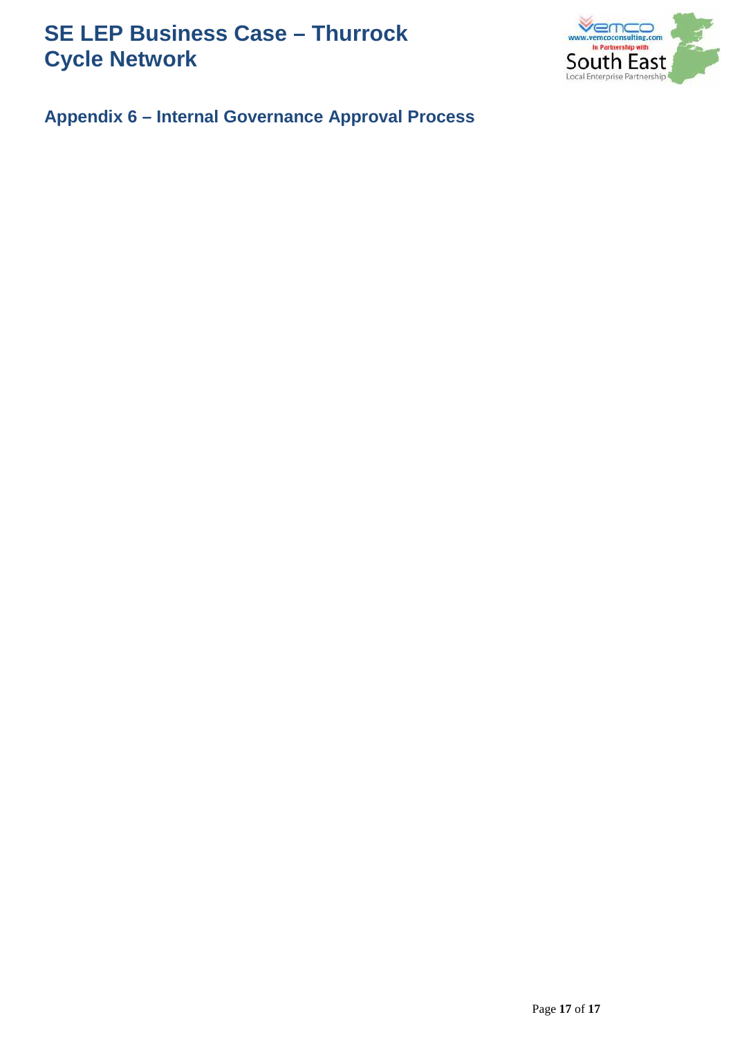## Appendix 6 – Internal Governance Approval Process